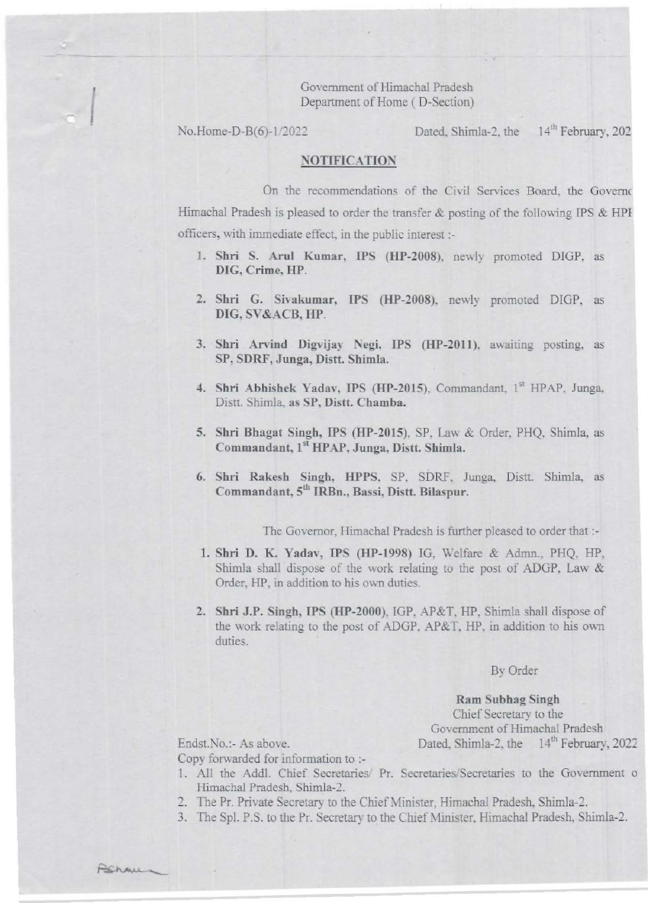Government of Himachal Pradesh
Department of Home ( D-Section)

No.Home-D-B(6)-1/2022 Dated, Shimla-2, the 14th February, 202

## NOTIFICATION

On the recommendations of the Civil Services Board, the Governc Himachal Pradesh is pleased to order the transfer & posting of the following IPS & HPI officers, with immediate effect, in the public interest :-

1. **Shri S. Arul Kumar, IPS (HP-2008)**, newly promoted DIGP, as **DIG, Crime, HP**.

2. **Shri G. Sivakumar, IPS (HP-2008)**, newly promoted DIGP, as **DIG, SV&ACB, HP**.

3. **Shri Arvind Digvijay Negi, IPS (HP-2011)**, awaiting posting, as **SP, SDRF, Junga, Distt. Shimla.**

4. **Shri Abhishek Yadav, IPS (HP-2015)**, Commandant, 1st HPAP, Junga, Distt. Shimla, **as SP, Distt. Chamba.**

5. **Shri Bhagat Singh, IPS (HP-2015)**, SP, Law & Order, PHQ, Shimla, as **Commandant, 1st HPAP, Junga, Distt. Shimla.**

6. **Shri Rakesh Singh, HPPS**, SP, SDRF, Junga, Distt. Shimla, as **Commandant, 5th IRBn., Bassi, Distt. Bilaspur.**

The Governor, Himachal Pradesh is further pleased to order that :-

1. **Shri D. K. Yadav, IPS (HP-1998)** IG, Welfare & Admn., PHQ, HP, Shimla shall dispose of the work relating to the post of ADGP, Law & Order, HP, in addition to his own duties.

2. **Shri J.P. Singh, IPS (HP-2000)**, IGP, AP&T, HP, Shimla shall dispose of the work relating to the post of ADGP, AP&T, HP, in addition to his own duties.

By Order

**Ram Subhag Singh**
Chief Secretary to the
Government of Himachal Pradesh

Endst.No.:- As above. Dated, Shimla-2, the 14th February, 2022

Copy forwarded for information to :-

1. All the Addl. Chief Secretaries/ Pr. Secretaries/Secretaries to the Government o Himachal Pradesh, Shimla-2.
2. The Pr. Private Secretary to the Chief Minister, Himachal Pradesh, Shimla-2.
3. The Spl. P.S. to the Pr. Secretary to the Chief Minister, Himachal Pradesh, Shimla-2.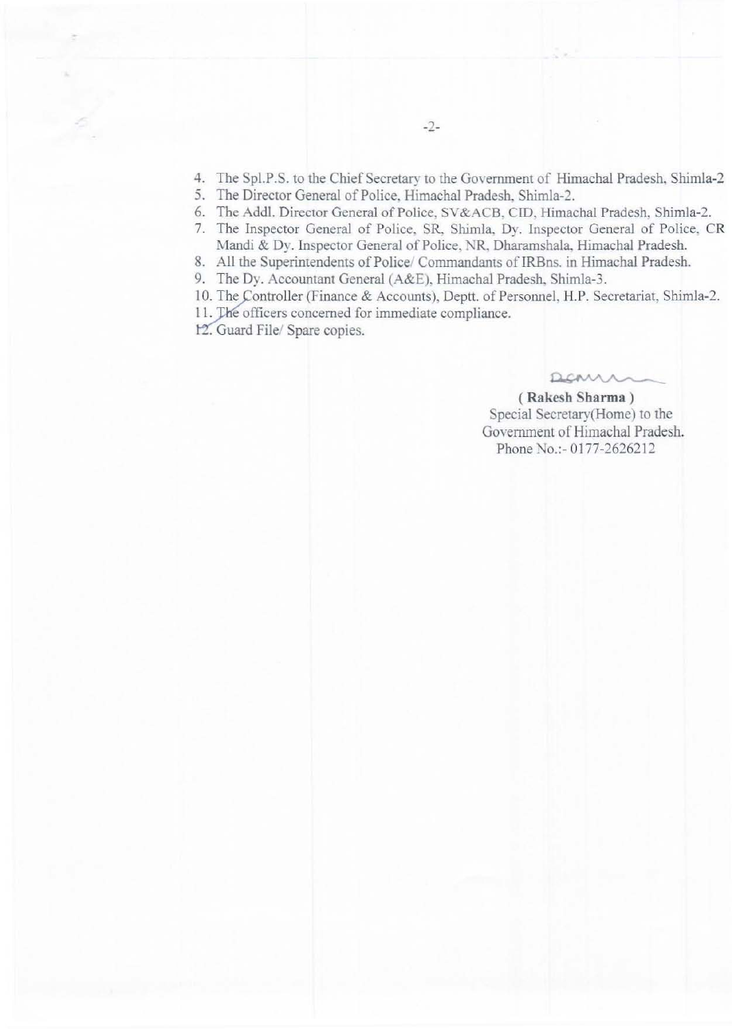4. The Spl.P.S. to the Chief Secretary to the Government of Himachal Pradesh, Shimla-2
5. The Director General of Police, Himachal Pradesh, Shimla-2.
6. The Addl. Director General of Police, SV&ACB, CID, Himachal Pradesh, Shimla-2.
7. The Inspector General of Police, SR, Shimla, Dy. Inspector General of Police, CR Mandi & Dy. Inspector General of Police, NR, Dharamshala, Himachal Pradesh.
8. All the Superintendents of Police/ Commandants of IRBns. in Himachal Pradesh.
9. The Dy. Accountant General (A&E), Himachal Pradesh, Shimla-3.
10. The Controller (Finance & Accounts), Deptt. of Personnel, H.P. Secretariat, Shimla-2.
11. The officers concerned for immediate compliance.
12. Guard File/ Spare copies.

**( Rakesh Sharma )**
Special Secretary(Home) to the
Government of Himachal Pradesh.
Phone No.:- 0177-2626212